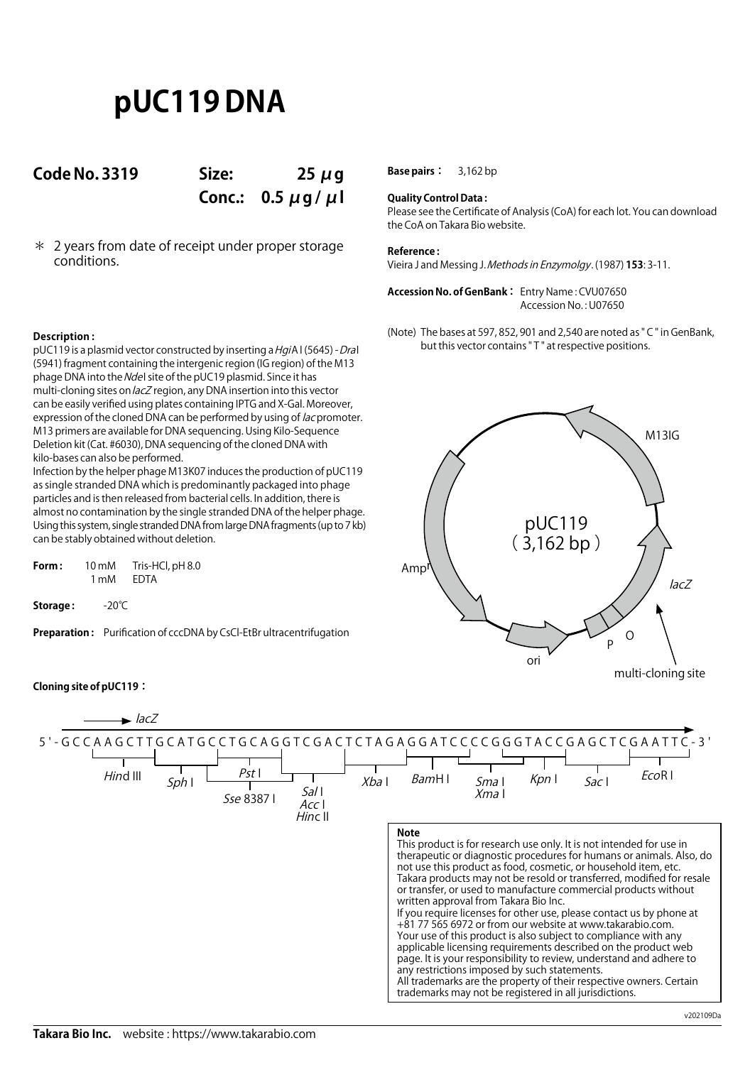# pUC119 DNA

**Code No. 3319** **Size: 25 μg**
**Conc.: 0.5 μg / μl**

＊ 2 years from date of receipt under proper storage conditions.

**Base pairs：** 3,162 bp

**Quality Control Data :**
Please see the Certificate of Analysis (CoA) for each lot. You can download the CoA on Takara Bio website.

**Reference :**
Vieira J and Messing J. *Methods in Enzymolgy*. (1987) **153**: 3-11.

**Accession No. of GenBank：** Entry Name : CVU07650
Accession No. : U07650

(Note) The bases at 597, 852, 901 and 2,540 are noted as " C " in GenBank, but this vector contains " T " at respective positions.

**Description :**

pUC119 is a plasmid vector constructed by inserting a *Hgi*A I (5645) - *Dra*I (5941) fragment containing the intergenic region (IG region) of the M13 phage DNA into the *Nde*I site of the pUC19 plasmid. Since it has multi-cloning sites on *lacZ* region, any DNA insertion into this vector can be easily verified using plates containing IPTG and X-Gal. Moreover, expression of the cloned DNA can be performed by using of *lac* promoter. M13 primers are available for DNA sequencing. Using Kilo-Sequence Deletion kit (Cat. #6030), DNA sequencing of the cloned DNA with kilo-bases can also be performed.

Infection by the helper phage M13K07 induces the production of pUC119 as single stranded DNA which is predominantly packaged into phage particles and is then released from bacterial cells. In addition, there is almost no contamination by the single stranded DNA of the helper phage. Using this system, single stranded DNA from large DNA fragments (up to 7 kb) can be stably obtained without deletion.

**Form :** 10 mM Tris-HCl, pH 8.0
1 mM EDTA

**Storage :** -20℃

**Preparation :** Purification of cccDNA by CsCl-EtBr ultracentrifugation

pUC119 (3,162 bp): M13IG, lacZ, multi-cloning site, P, O, ori, Amp$^r$

**Cloning site of pUC119：**

*lacZ* →

5'-GCCAAGCTTGCATGCCTGCAGGTCGACTCTAGAGGATCCCCGGGTACCGAGCTCGAATTC-3'

*Hin*d III, *Sph* I, *Pst* I, *Sse* 8387 I, *Sal* I, *Acc* I, *Hinc* II, *Xba* I, *Bam*H I, *Sma* I, *Xma* I, *Kpn* I, *Sac* I, *Eco*R I

**Note**

This product is for research use only. It is not intended for use in therapeutic or diagnostic procedures for humans or animals. Also, do not use this product as food, cosmetic, or household item, etc.
Takara products may not be resold or transferred, modified for resale or transfer, or used to manufacture commercial products without written approval from Takara Bio Inc.
If you require licenses for other use, please contact us by phone at +81 77 565 6972 or from our website at www.takarabio.com.
Your use of this product is also subject to compliance with any applicable licensing requirements described on the product web page. It is your responsibility to review, understand and adhere to any restrictions imposed by such statements.
All trademarks are the property of their respective owners. Certain trademarks may not be registered in all jurisdictions.

v202109Da

**Takara Bio Inc.** website : https://www.takarabio.com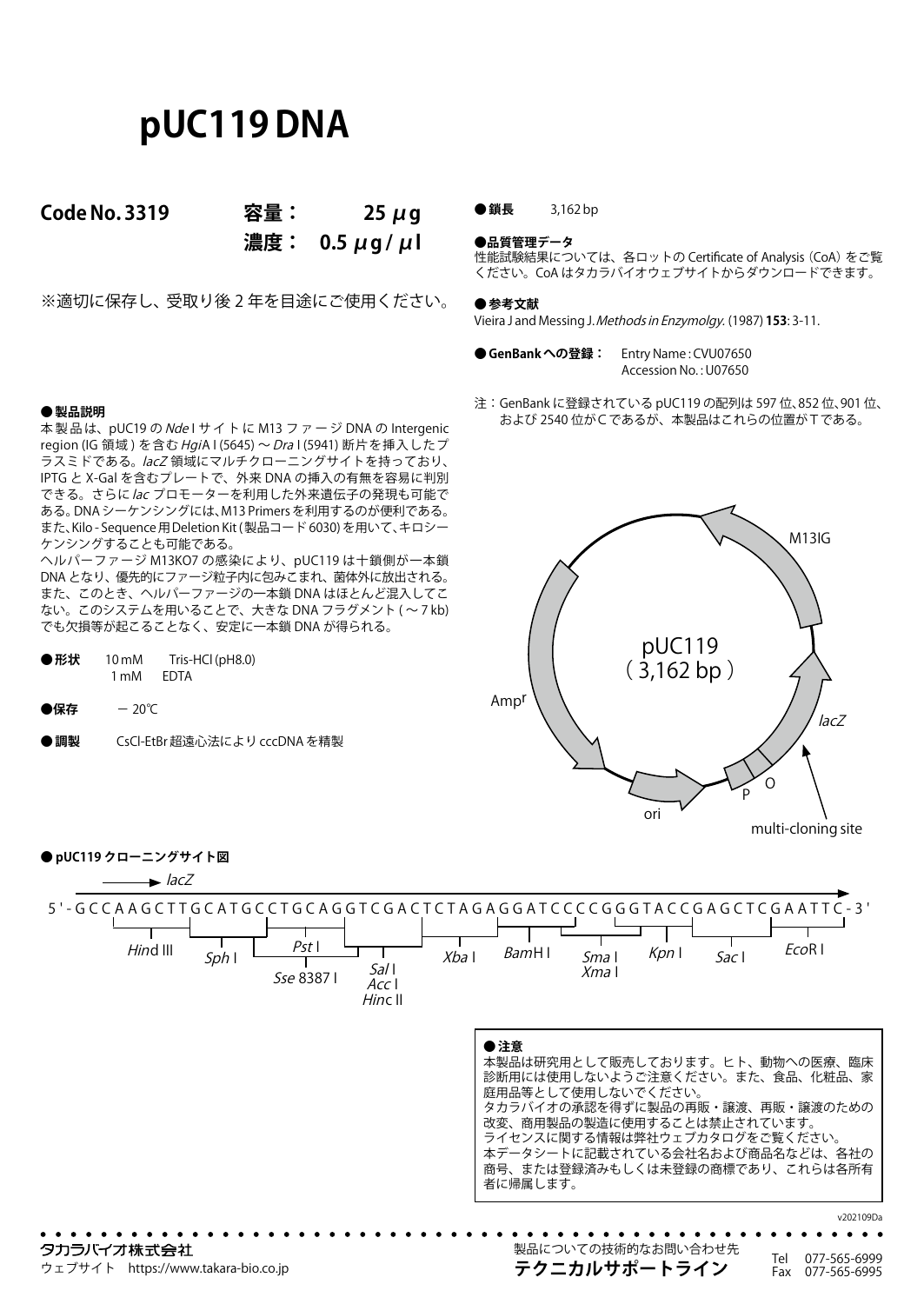# pUC119 DNA

**Code No. 3319**　　**容量：　25 μg**
　　　　　　　　　**濃度：　0.5 μg/μl**

※適切に保存し、受取り後 2 年を目途にご使用ください。

**● 製品説明**

本製品は、pUC19 の *Nde* I サイトに M13 ファージ DNA の Intergenic region (IG 領域 ) を含む *Hgi*A I (5645) ～ *Dra* I (5941) 断片を挿入したプラスミドである。*lacZ* 領域にマルチクローニングサイトを持っており、IPTG と X-Gal を含むプレートで、外来 DNA の挿入の有無を容易に判別できる。さらに *lac* プロモーターを利用した外来遺伝子の発現も可能である。DNA シーケンシングには、M13 Primers を利用するのが便利である。また、Kilo - Sequence 用 Deletion Kit ( 製品コード 6030) を用いて、キロシーケンシングすることも可能である。

ヘルパーファージ M13KO7 の感染により、pUC119 は十鎖側が一本鎖 DNA となり、優先的にファージ粒子内に包みこまれ、菌体外に放出される。また、このとき、ヘルパーファージの一本鎖 DNA はほとんど混入してこない。このシステムを用いることで、大きな DNA フラグメント ( ～ 7 kb) でも欠損等が起こることなく、安定に一本鎖 DNA が得られる。

**● 形状**　10 mM　Tris-HCl (pH8.0)
　　　　　1 mM　EDTA

**● 保存**　－ 20℃

**● 調製**　CsCl-EtBr 超遠心法により cccDNA を精製

**● 鎖長**　3,162 bp

**● 品質管理データ**

性能試験結果については、各ロットの Certificate of Analysis（CoA）をご覧ください。CoA はタカラバイオウェブサイトからダウンロードできます。

**● 参考文献**

Vieira J and Messing J. *Methods in Enzymolgy.* (1987) **153**: 3-11.

**● GenBank への登録：**　Entry Name : CVU07650
　　　　　　　　　　　Accession No. : U07650

注：GenBank に登録されている pUC119 の配列は 597 位、852 位、901 位、および 2540 位が C であるが、本製品はこれらの位置が T である。

M13IG
pUC119
( 3,162 bp )
Amp^r
lacZ
P O
ori
multi-cloning site

**● pUC119 クローニングサイト図**

lacZ
5'-GCCAAGCTTGCATGCCTGCAGGTCGACTCTAGAGGATCCCCGGGTACCGAGCTCGAATTC-3'
*Hin*d III　*Sph* I　*Pst* I　*Sse* 8387 I　*Sal* I　*Acc* I　*Hinc* II　*Xba* I　*Bam*H I　*Sma* I　*Xma* I　*Kpn* I　*Sac* I　*Eco*R I

**● 注意**

本製品は研究用として販売しております。ヒト、動物への医療、臨床診断用には使用しないようご注意ください。また、食品、化粧品、家庭用品等として使用しないでください。
タカラバイオの承認を得ずに製品の再販・譲渡、再販・譲渡のための改変、商用製品の製造に使用することは禁止されています。
ライセンスに関する情報は弊社ウェブカタログをご覧ください。
本データシートに記載されている会社名および商品名などは、各社の商号、または登録済みもしくは未登録の商標であり、これらは各所有者に帰属します。

v202109Da

タカラバイオ株式会社
ウェブサイト　https://www.takara-bio.co.jp

製品についての技術的なお問い合わせ先
**テクニカルサポートライン**　Tel 077-565-6999　Fax 077-565-6995